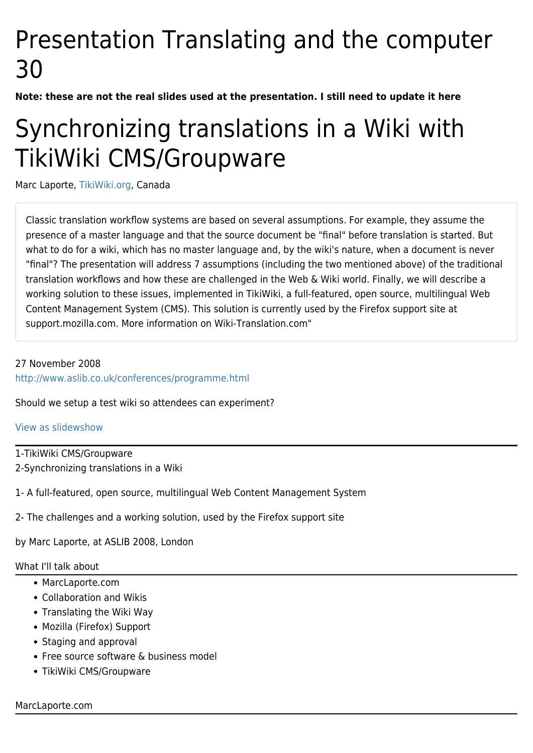# Presentation Translating and the computer 30

**Note: these are not the real slides used at the presentation. I still need to update it here**

# Synchronizing translations in a Wiki with TikiWiki CMS/Groupware

Marc Laporte, TikiWiki.org, Canada

Classic translation workflow systems are based on several assumptions. For example, they assume the presence of a master language and that the source document be "final" before translation is started. But what to do for a wiki, which has no master language and, by the wiki's nature, when a document is never "final"? The presentation will address 7 assumptions (including the two mentioned above) of the traditional translation workflows and how these are challenged in the Web & Wiki world. Finally, we will describe a working solution to these issues, implemented in TikiWiki, a full-featured, open source, multilingual Web Content Management System (CMS). This solution is currently used by the Firefox support site at support.mozilla.com. More information on Wiki-Translation.com"

27 November 2008
http://www.aslib.co.uk/conferences/programme.html

Should we setup a test wiki so attendees can experiment?

View as slideshow

---

1-TikiWiki CMS/Groupware
2-Synchronizing translations in a Wiki

1- A full-featured, open source, multilingual Web Content Management System

2- The challenges and a working solution, used by the Firefox support site

by Marc Laporte, at ASLIB 2008, London

What I'll talk about

---

- MarcLaporte.com
- Collaboration and Wikis
- Translating the Wiki Way
- Mozilla (Firefox) Support
- Staging and approval
- Free source software & business model
- TikiWiki CMS/Groupware

MarcLaporte.com

---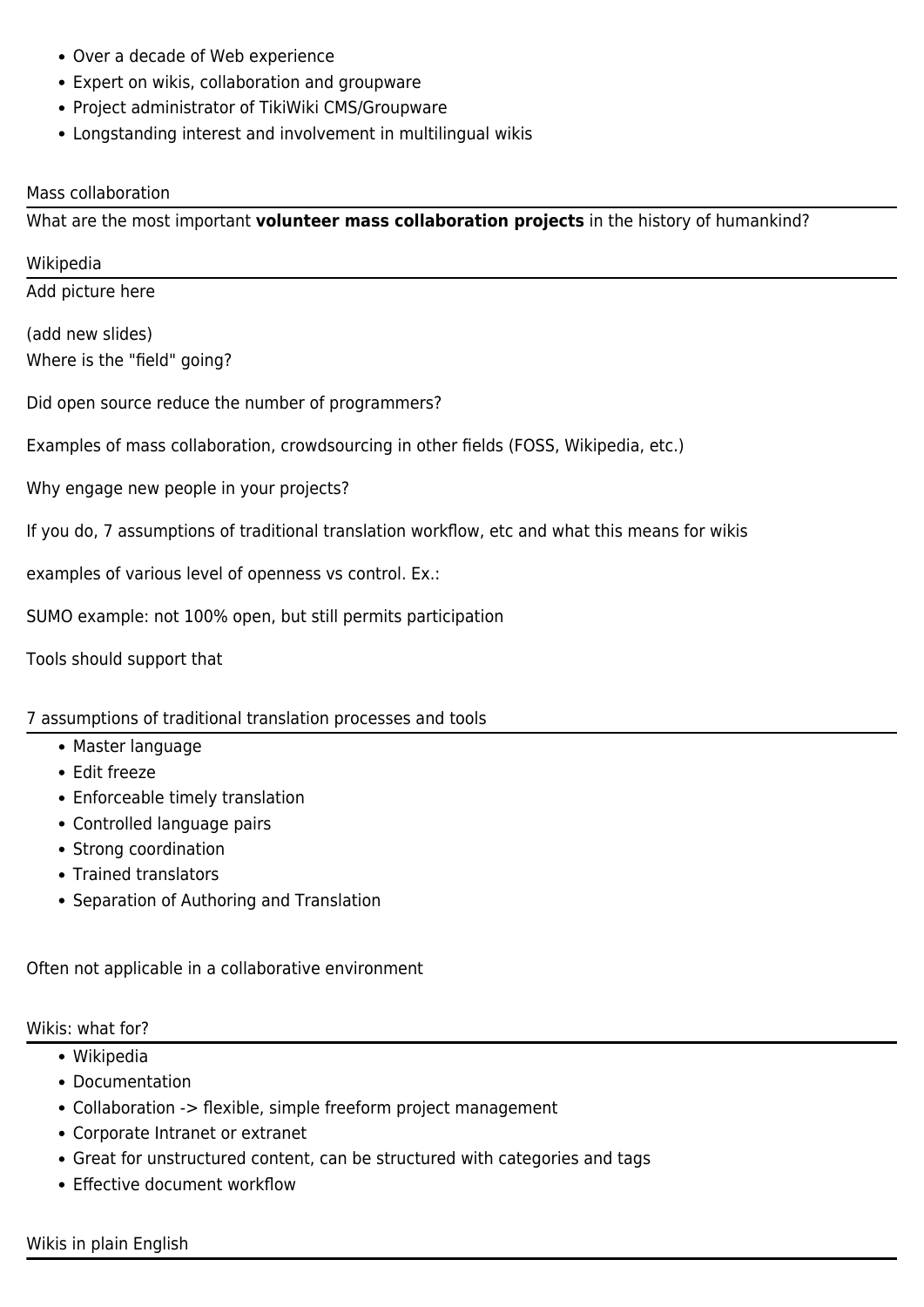- Over a decade of Web experience
- Expert on wikis, collaboration and groupware
- Project administrator of TikiWiki CMS/Groupware
- Longstanding interest and involvement in multilingual wikis

## Mass collaboration

What are the most important **volunteer mass collaboration projects** in the history of humankind?

## Wikipedia

Add picture here

(add new slides)
Where is the "field" going?

Did open source reduce the number of programmers?

Examples of mass collaboration, crowdsourcing in other fields (FOSS, Wikipedia, etc.)

Why engage new people in your projects?

If you do, 7 assumptions of traditional translation workflow, etc and what this means for wikis

examples of various level of openness vs control. Ex.:

SUMO example: not 100% open, but still permits participation

Tools should support that

## 7 assumptions of traditional translation processes and tools

- Master language
- Edit freeze
- Enforceable timely translation
- Controlled language pairs
- Strong coordination
- Trained translators
- Separation of Authoring and Translation

Often not applicable in a collaborative environment

## Wikis: what for?

- Wikipedia
- Documentation
- Collaboration -> flexible, simple freeform project management
- Corporate Intranet or extranet
- Great for unstructured content, can be structured with categories and tags
- Effective document workflow

## Wikis in plain English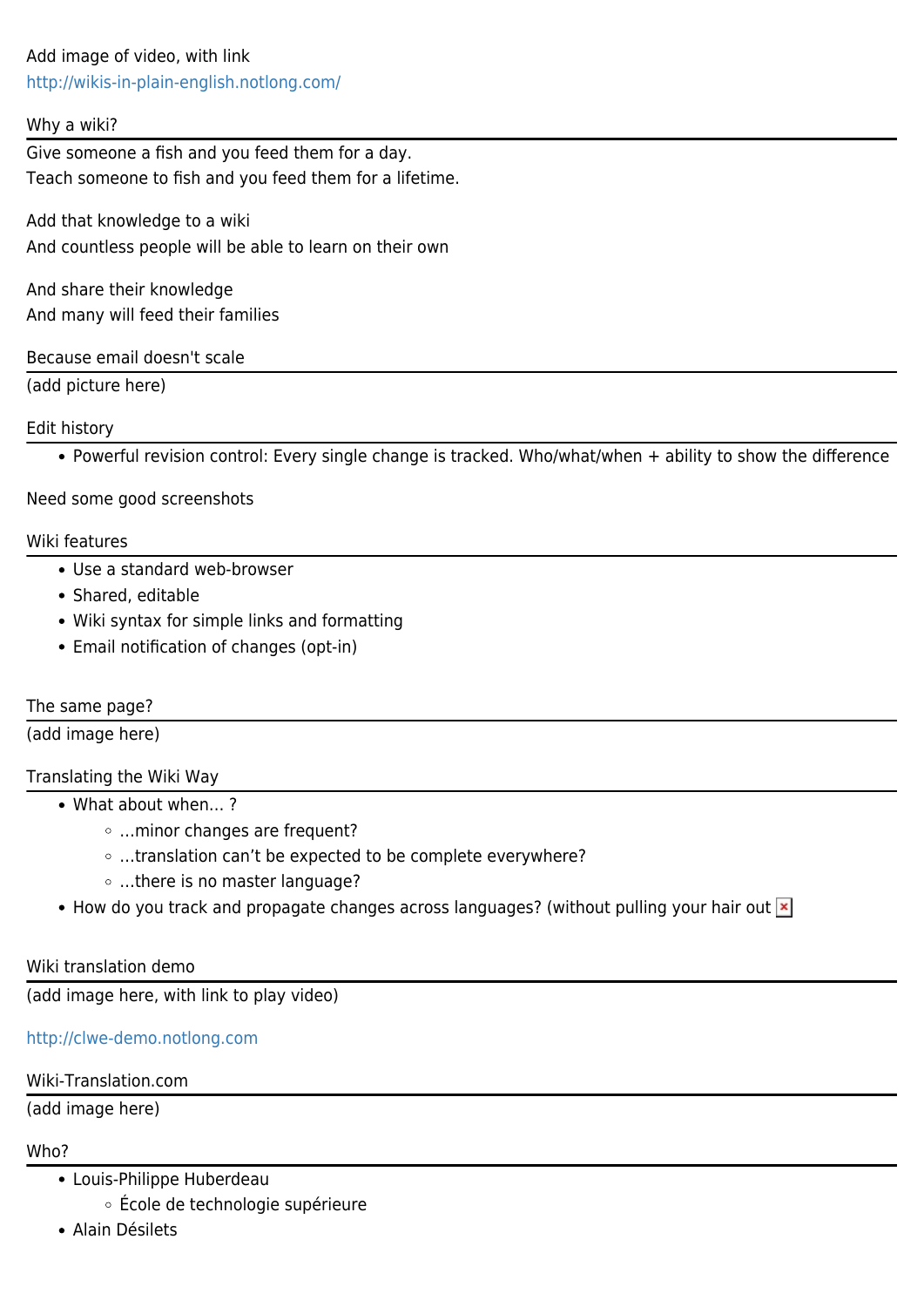Add image of video, with link
http://wikis-in-plain-english.notlong.com/

## Why a wiki?

Give someone a fish and you feed them for a day.
Teach someone to fish and you feed them for a lifetime.

Add that knowledge to a wiki
And countless people will be able to learn on their own

And share their knowledge
And many will feed their families

## Because email doesn't scale

(add picture here)

## Edit history

- Powerful revision control: Every single change is tracked. Who/what/when + ability to show the difference

Need some good screenshots

## Wiki features

- Use a standard web-browser
- Shared, editable
- Wiki syntax for simple links and formatting
- Email notification of changes (opt-in)

## The same page?

(add image here)

## Translating the Wiki Way

- What about when... ?
  - ...minor changes are frequent?
  - ...translation can't be expected to be complete everywhere?
  - ...there is no master language?
- How do you track and propagate changes across languages? (without pulling your hair out

## Wiki translation demo

(add image here, with link to play video)

http://clwe-demo.notlong.com

## Wiki-Translation.com

(add image here)

## Who?

- Louis-Philippe Huberdeau
  - École de technologie supérieure
- Alain Désilets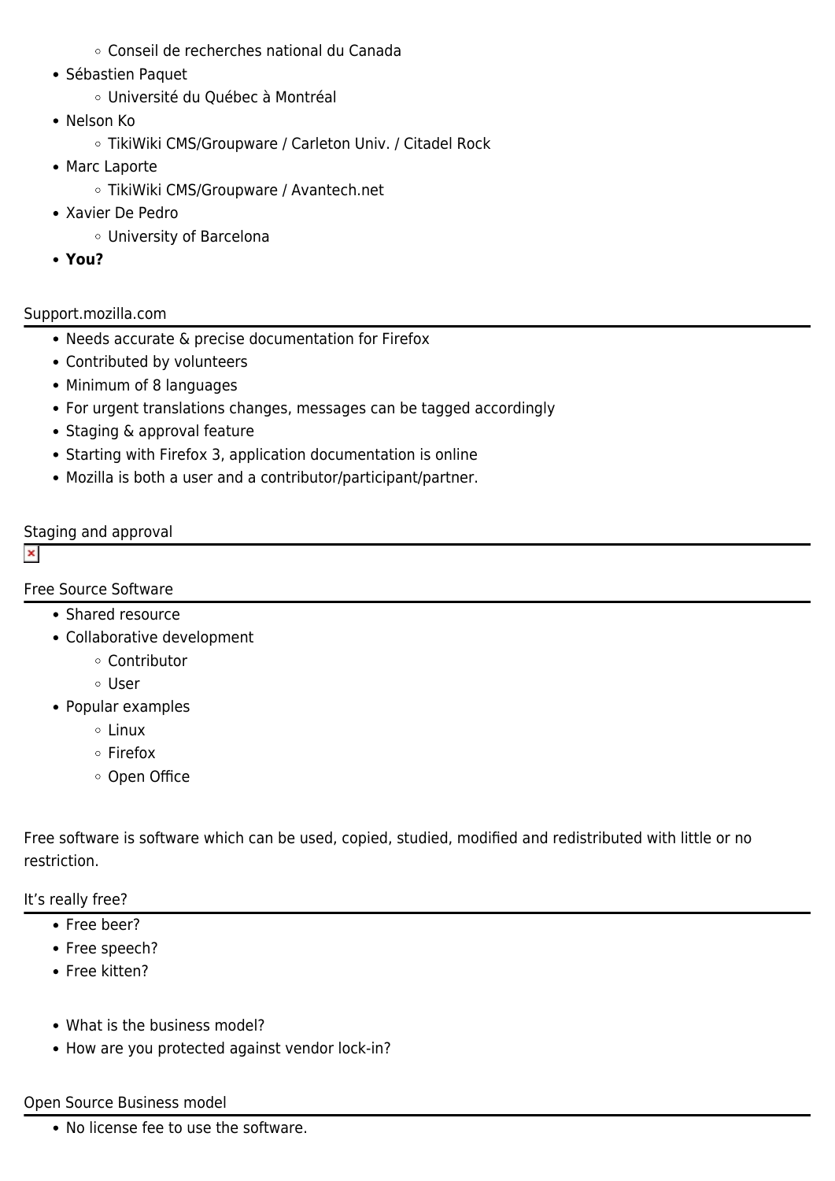- Conseil de recherches national du Canada
- Sébastien Paquet
  - Université du Québec à Montréal
- Nelson Ko
  - TikiWiki CMS/Groupware / Carleton Univ. / Citadel Rock
- Marc Laporte
  - TikiWiki CMS/Groupware / Avantech.net
- Xavier De Pedro
  - University of Barcelona
- **You?**

## Support.mozilla.com

- Needs accurate & precise documentation for Firefox
- Contributed by volunteers
- Minimum of 8 languages
- For urgent translations changes, messages can be tagged accordingly
- Staging & approval feature
- Starting with Firefox 3, application documentation is online
- Mozilla is both a user and a contributor/participant/partner.

## Staging and approval

## Free Source Software

- Shared resource
- Collaborative development
  - Contributor
  - User
- Popular examples
  - Linux
  - Firefox
  - Open Office

Free software is software which can be used, copied, studied, modified and redistributed with little or no restriction.

## It’s really free?

- Free beer?
- Free speech?
- Free kitten?

- What is the business model?
- How are you protected against vendor lock-in?

## Open Source Business model

- No license fee to use the software.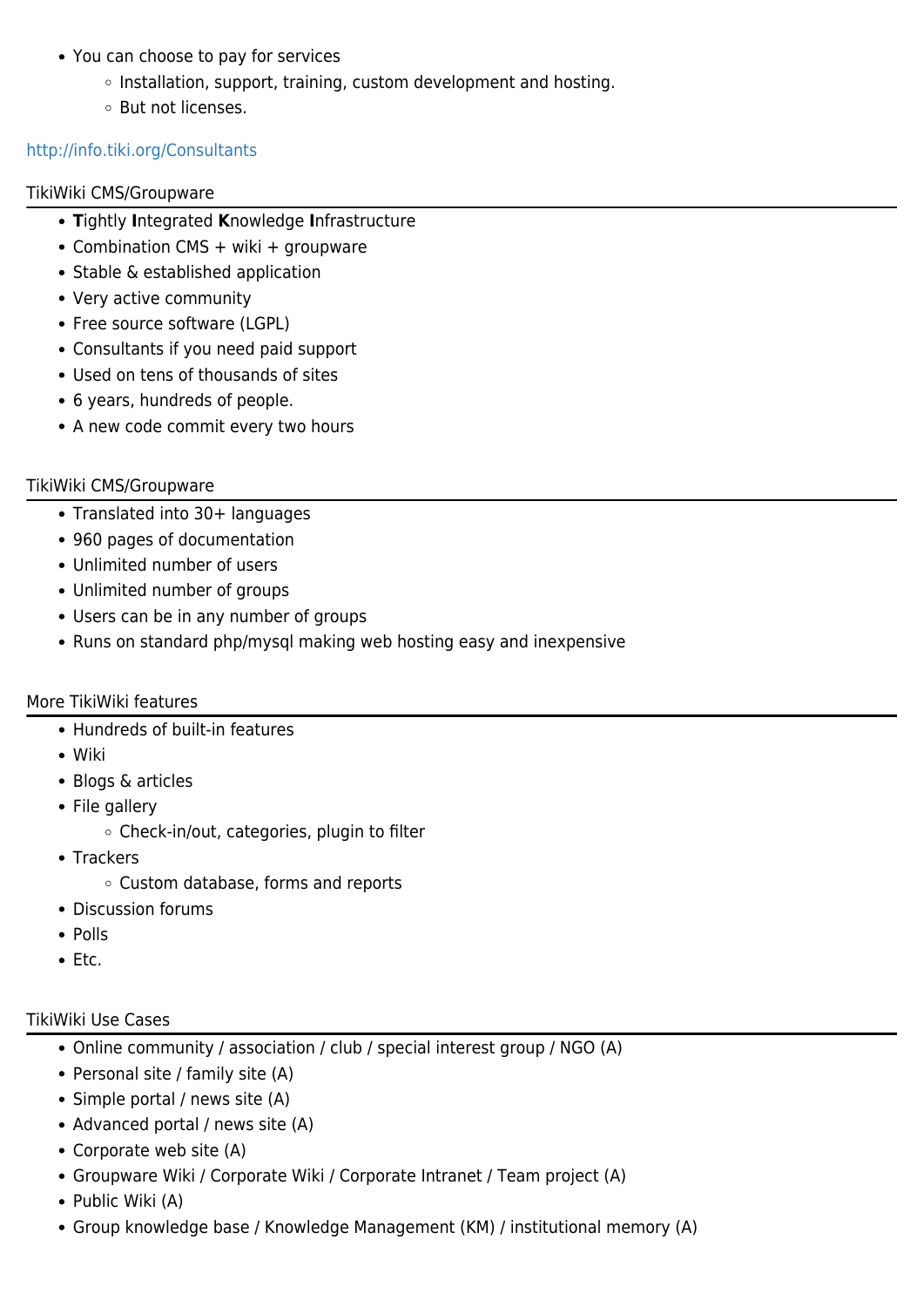- You can choose to pay for services
    - Installation, support, training, custom development and hosting.
    - But not licenses.

http://info.tiki.org/Consultants

## TikiWiki CMS/Groupware

- **T**ightly **I**ntegrated **K**nowledge **I**nfrastructure
- Combination CMS + wiki + groupware
- Stable & established application
- Very active community
- Free source software (LGPL)
- Consultants if you need paid support
- Used on tens of thousands of sites
- 6 years, hundreds of people.
- A new code commit every two hours

## TikiWiki CMS/Groupware

- Translated into 30+ languages
- 960 pages of documentation
- Unlimited number of users
- Unlimited number of groups
- Users can be in any number of groups
- Runs on standard php/mysql making web hosting easy and inexpensive

## More TikiWiki features

- Hundreds of built-in features
- Wiki
- Blogs & articles
- File gallery
    - Check-in/out, categories, plugin to filter
- Trackers
    - Custom database, forms and reports
- Discussion forums
- Polls
- Etc.

## TikiWiki Use Cases

- Online community / association / club / special interest group / NGO (A)
- Personal site / family site (A)
- Simple portal / news site (A)
- Advanced portal / news site (A)
- Corporate web site (A)
- Groupware Wiki / Corporate Wiki / Corporate Intranet / Team project (A)
- Public Wiki (A)
- Group knowledge base / Knowledge Management (KM) / institutional memory (A)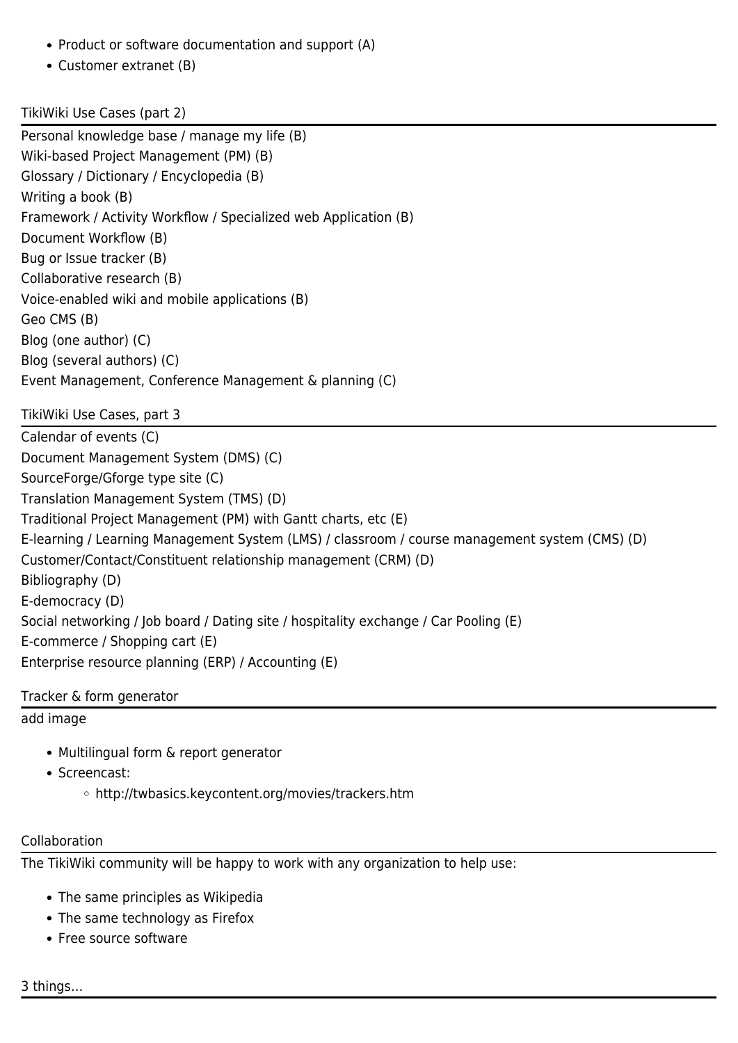- Product or software documentation and support (A)
- Customer extranet (B)

## TikiWiki Use Cases (part 2)

Personal knowledge base / manage my life (B)
Wiki-based Project Management (PM) (B)
Glossary / Dictionary / Encyclopedia (B)
Writing a book (B)
Framework / Activity Workflow / Specialized web Application (B)
Document Workflow (B)
Bug or Issue tracker (B)
Collaborative research (B)
Voice-enabled wiki and mobile applications (B)
Geo CMS (B)
Blog (one author) (C)
Blog (several authors) (C)
Event Management, Conference Management & planning (C)

## TikiWiki Use Cases, part 3

Calendar of events (C)
Document Management System (DMS) (C)
SourceForge/Gforge type site (C)
Translation Management System (TMS) (D)
Traditional Project Management (PM) with Gantt charts, etc (E)
E-learning / Learning Management System (LMS) / classroom / course management system (CMS) (D)
Customer/Contact/Constituent relationship management (CRM) (D)
Bibliography (D)
E-democracy (D)
Social networking / Job board / Dating site / hospitality exchange / Car Pooling (E)
E-commerce / Shopping cart (E)
Enterprise resource planning (ERP) / Accounting (E)

## Tracker & form generator

add image

- Multilingual form & report generator
- Screencast:
  - http://twbasics.keycontent.org/movies/trackers.htm

## Collaboration

The TikiWiki community will be happy to work with any organization to help use:

- The same principles as Wikipedia
- The same technology as Firefox
- Free source software

## 3 things...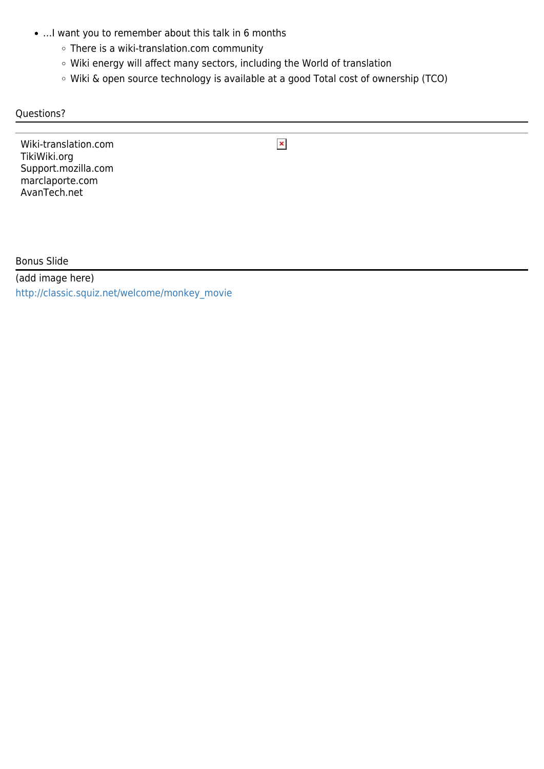- ...I want you to remember about this talk in 6 months
  - There is a wiki-translation.com community
  - Wiki energy will affect many sectors, including the World of translation
  - Wiki & open source technology is available at a good Total cost of ownership (TCO)

## Questions?

Wiki-translation.com
TikiWiki.org
Support.mozilla.com
marclaporte.com
AvanTech.net

## Bonus Slide

(add image here)
http://classic.squiz.net/welcome/monkey_movie